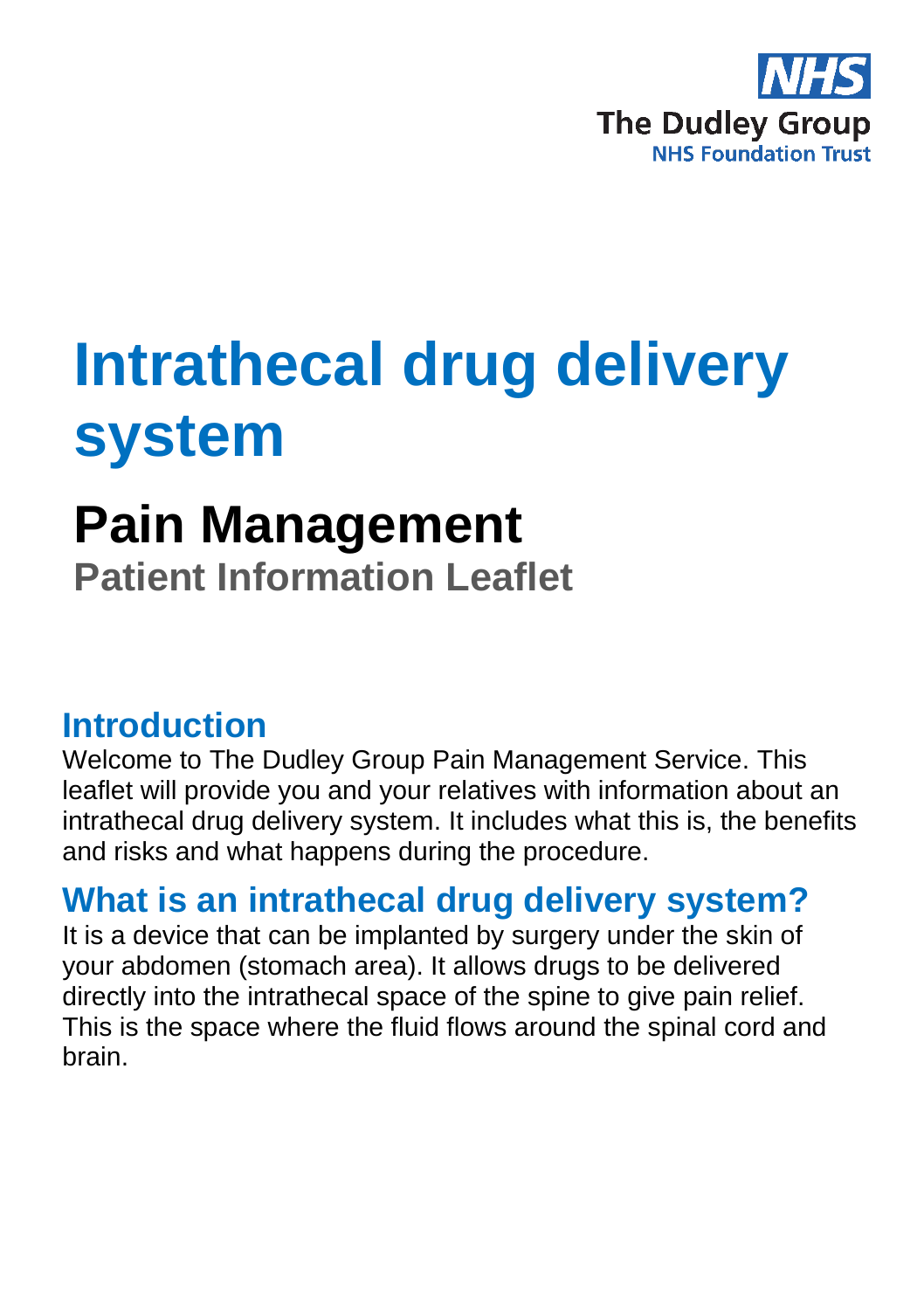NHS
The Dudley Group
NHS Foundation Trust

# Intrathecal drug delivery system

## Pain Management

### Patient Information Leaflet

## Introduction

Welcome to The Dudley Group Pain Management Service. This leaflet will provide you and your relatives with information about an intrathecal drug delivery system. It includes what this is, the benefits and risks and what happens during the procedure.

## What is an intrathecal drug delivery system?

It is a device that can be implanted by surgery under the skin of your abdomen (stomach area). It allows drugs to be delivered directly into the intrathecal space of the spine to give pain relief. This is the space where the fluid flows around the spinal cord and brain.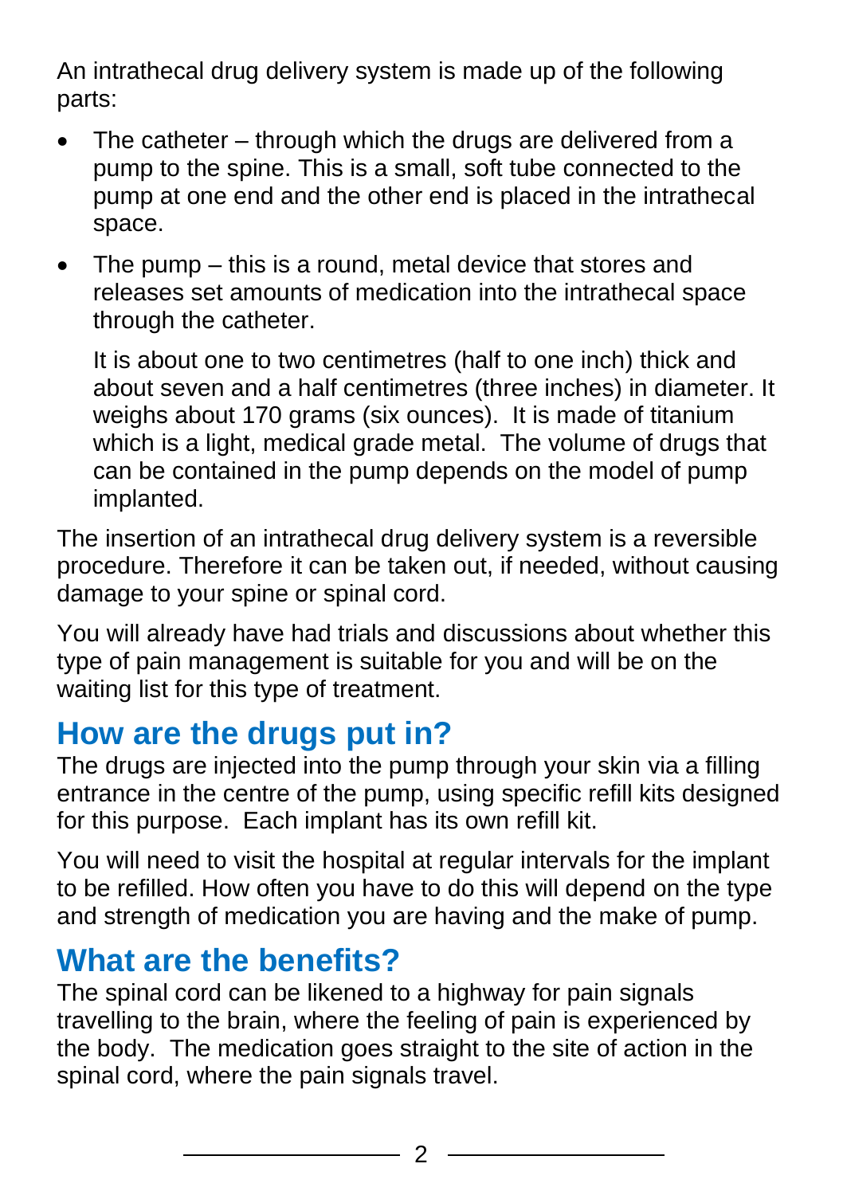An intrathecal drug delivery system is made up of the following parts:

- The catheter – through which the drugs are delivered from a pump to the spine. This is a small, soft tube connected to the pump at one end and the other end is placed in the intrathecal space.
- The pump – this is a round, metal device that stores and releases set amounts of medication into the intrathecal space through the catheter.

  It is about one to two centimetres (half to one inch) thick and about seven and a half centimetres (three inches) in diameter. It weighs about 170 grams (six ounces). It is made of titanium which is a light, medical grade metal. The volume of drugs that can be contained in the pump depends on the model of pump implanted.

The insertion of an intrathecal drug delivery system is a reversible procedure. Therefore it can be taken out, if needed, without causing damage to your spine or spinal cord.

You will already have had trials and discussions about whether this type of pain management is suitable for you and will be on the waiting list for this type of treatment.

## How are the drugs put in?

The drugs are injected into the pump through your skin via a filling entrance in the centre of the pump, using specific refill kits designed for this purpose. Each implant has its own refill kit.

You will need to visit the hospital at regular intervals for the implant to be refilled. How often you have to do this will depend on the type and strength of medication you are having and the make of pump.

## What are the benefits?

The spinal cord can be likened to a highway for pain signals travelling to the brain, where the feeling of pain is experienced by the body. The medication goes straight to the site of action in the spinal cord, where the pain signals travel.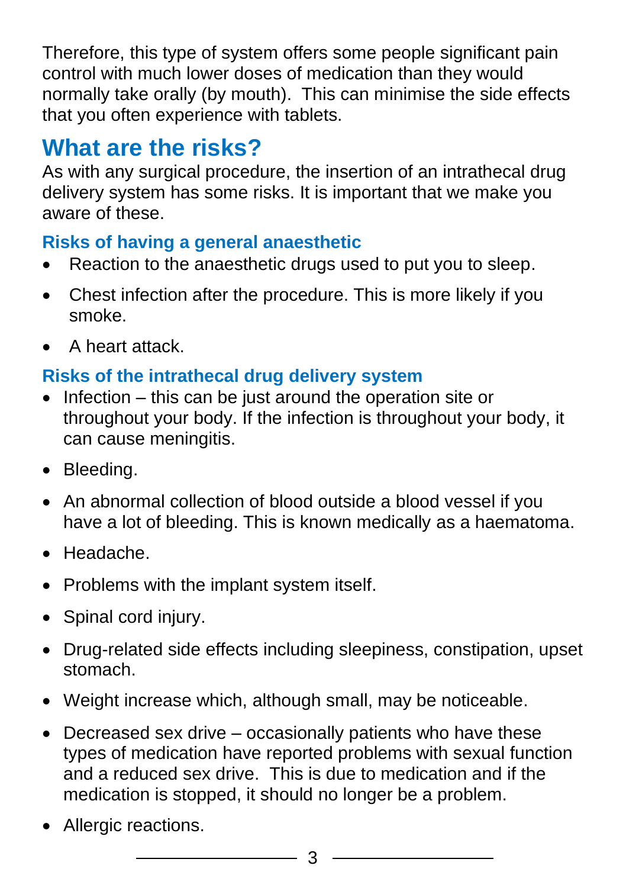Therefore, this type of system offers some people significant pain control with much lower doses of medication than they would normally take orally (by mouth). This can minimise the side effects that you often experience with tablets.

## What are the risks?

As with any surgical procedure, the insertion of an intrathecal drug delivery system has some risks. It is important that we make you aware of these.

### Risks of having a general anaesthetic

- Reaction to the anaesthetic drugs used to put you to sleep.
- Chest infection after the procedure. This is more likely if you smoke.
- A heart attack.

### Risks of the intrathecal drug delivery system

- Infection – this can be just around the operation site or throughout your body. If the infection is throughout your body, it can cause meningitis.
- Bleeding.
- An abnormal collection of blood outside a blood vessel if you have a lot of bleeding. This is known medically as a haematoma.
- Headache.
- Problems with the implant system itself.
- Spinal cord injury.
- Drug-related side effects including sleepiness, constipation, upset stomach.
- Weight increase which, although small, may be noticeable.
- Decreased sex drive – occasionally patients who have these types of medication have reported problems with sexual function and a reduced sex drive. This is due to medication and if the medication is stopped, it should no longer be a problem.
- Allergic reactions.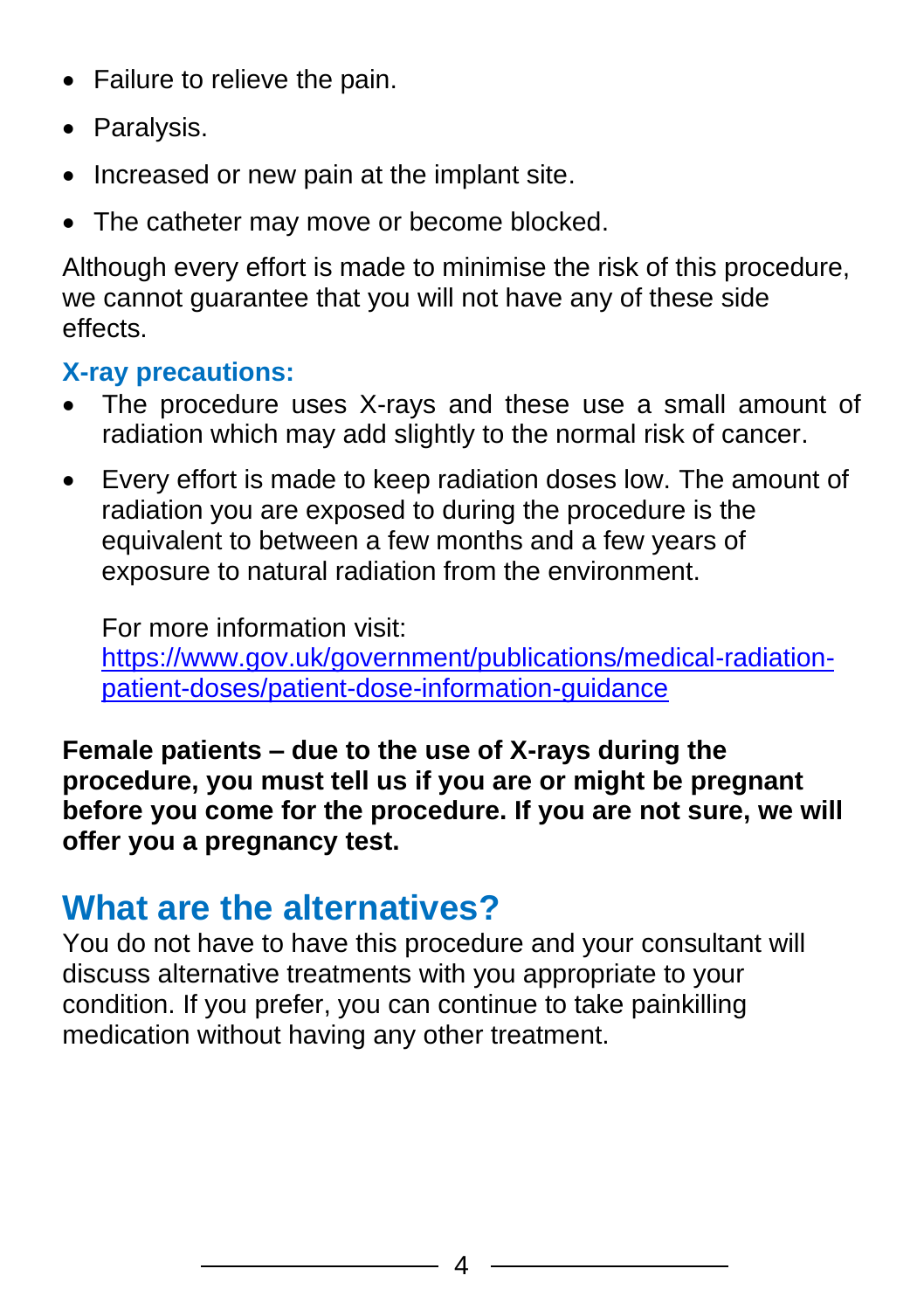- Failure to relieve the pain.
- Paralysis.
- Increased or new pain at the implant site.
- The catheter may move or become blocked.

Although every effort is made to minimise the risk of this procedure, we cannot guarantee that you will not have any of these side effects.

### X-ray precautions:

- The procedure uses X-rays and these use a small amount of radiation which may add slightly to the normal risk of cancer.
- Every effort is made to keep radiation doses low. The amount of radiation you are exposed to during the procedure is the equivalent to between a few months and a few years of exposure to natural radiation from the environment.

  For more information visit: [https://www.gov.uk/government/publications/medical-radiation-patient-doses/patient-dose-information-guidance](https://www.gov.uk/government/publications/medical-radiation-patient-doses/patient-dose-information-guidance)

**Female patients – due to the use of X-rays during the procedure, you must tell us if you are or might be pregnant before you come for the procedure. If you are not sure, we will offer you a pregnancy test.**

## What are the alternatives?

You do not have to have this procedure and your consultant will discuss alternative treatments with you appropriate to your condition. If you prefer, you can continue to take painkilling medication without having any other treatment.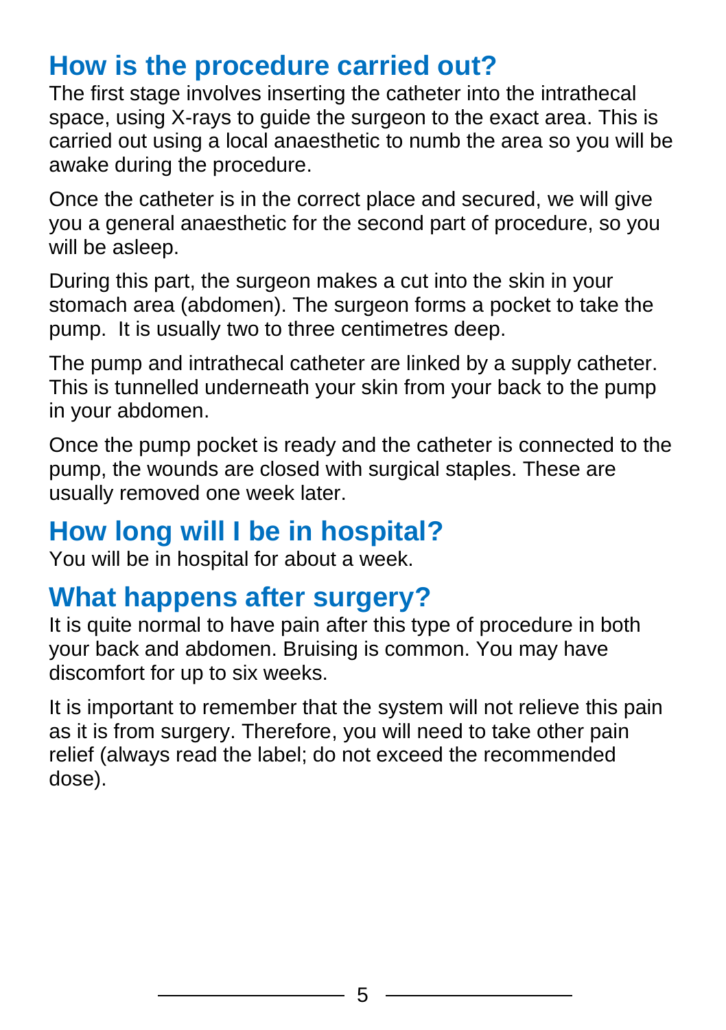## How is the procedure carried out?

The first stage involves inserting the catheter into the intrathecal space, using X-rays to guide the surgeon to the exact area. This is carried out using a local anaesthetic to numb the area so you will be awake during the procedure.

Once the catheter is in the correct place and secured, we will give you a general anaesthetic for the second part of procedure, so you will be asleep.

During this part, the surgeon makes a cut into the skin in your stomach area (abdomen). The surgeon forms a pocket to take the pump. It is usually two to three centimetres deep.

The pump and intrathecal catheter are linked by a supply catheter. This is tunnelled underneath your skin from your back to the pump in your abdomen.

Once the pump pocket is ready and the catheter is connected to the pump, the wounds are closed with surgical staples. These are usually removed one week later.

## How long will I be in hospital?

You will be in hospital for about a week.

## What happens after surgery?

It is quite normal to have pain after this type of procedure in both your back and abdomen. Bruising is common. You may have discomfort for up to six weeks.

It is important to remember that the system will not relieve this pain as it is from surgery. Therefore, you will need to take other pain relief (always read the label; do not exceed the recommended dose).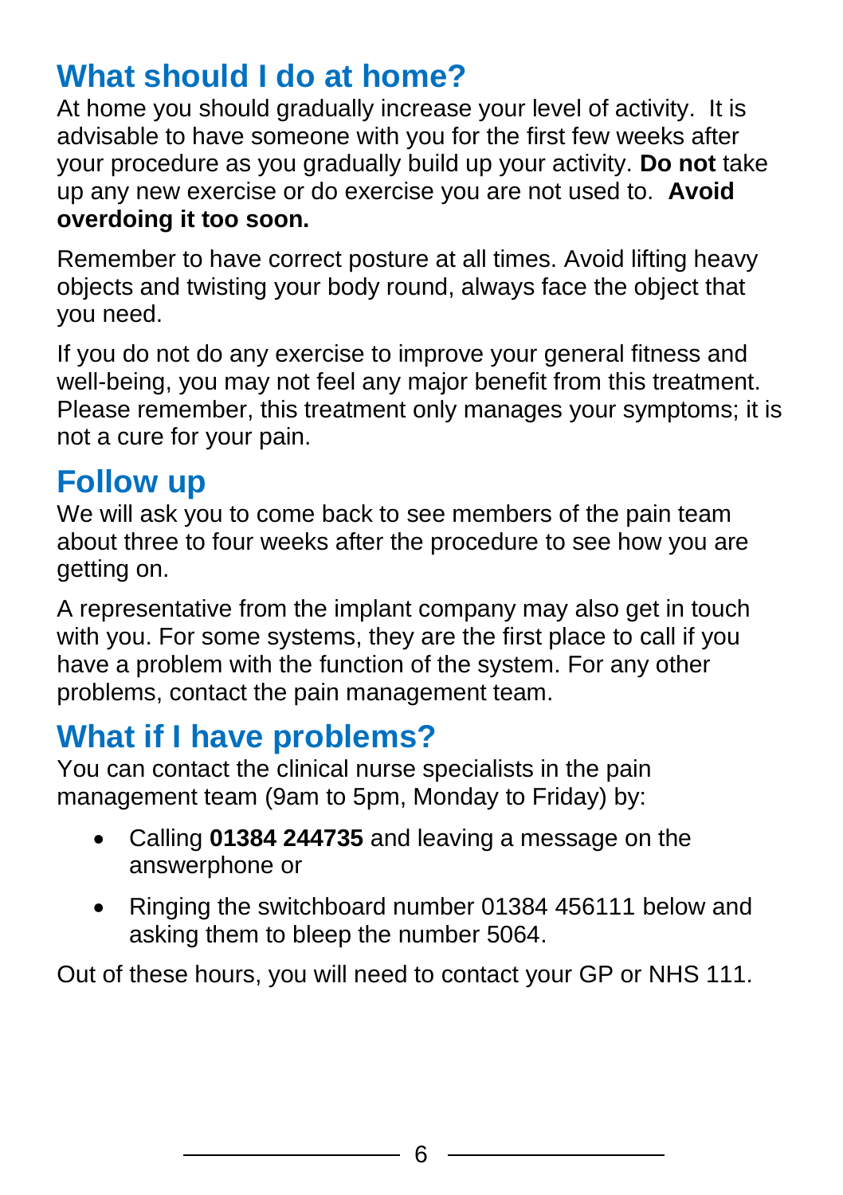## What should I do at home?

At home you should gradually increase your level of activity. It is advisable to have someone with you for the first few weeks after your procedure as you gradually build up your activity. **Do not** take up any new exercise or do exercise you are not used to. **Avoid overdoing it too soon.**

Remember to have correct posture at all times. Avoid lifting heavy objects and twisting your body round, always face the object that you need.

If you do not do any exercise to improve your general fitness and well-being, you may not feel any major benefit from this treatment. Please remember, this treatment only manages your symptoms; it is not a cure for your pain.

## Follow up

We will ask you to come back to see members of the pain team about three to four weeks after the procedure to see how you are getting on.

A representative from the implant company may also get in touch with you. For some systems, they are the first place to call if you have a problem with the function of the system. For any other problems, contact the pain management team.

## What if I have problems?

You can contact the clinical nurse specialists in the pain management team (9am to 5pm, Monday to Friday) by:

- Calling **01384 244735** and leaving a message on the answerphone or
- Ringing the switchboard number 01384 456111 below and asking them to bleep the number 5064.

Out of these hours, you will need to contact your GP or NHS 111.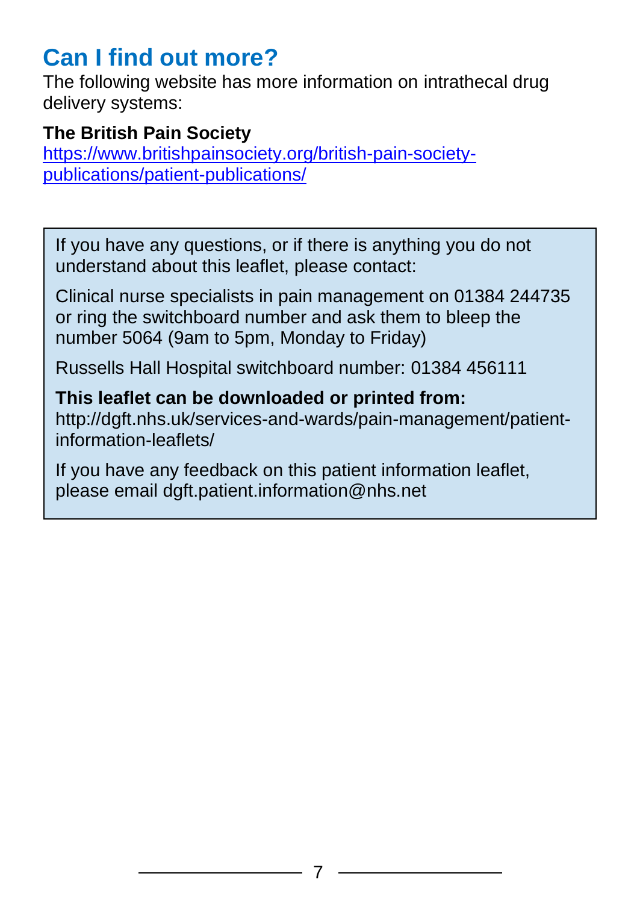## Can I find out more?

The following website has more information on intrathecal drug delivery systems:

**The British Pain Society**
[https://www.britishpainsociety.org/british-pain-society-publications/patient-publications/](https://www.britishpainsociety.org/british-pain-society-publications/patient-publications/)

If you have any questions, or if there is anything you do not understand about this leaflet, please contact:

Clinical nurse specialists in pain management on 01384 244735 or ring the switchboard number and ask them to bleep the number 5064 (9am to 5pm, Monday to Friday)

Russells Hall Hospital switchboard number: 01384 456111

**This leaflet can be downloaded or printed from:**
http://dgft.nhs.uk/services-and-wards/pain-management/patient-information-leaflets/

If you have any feedback on this patient information leaflet, please email dgft.patient.information@nhs.net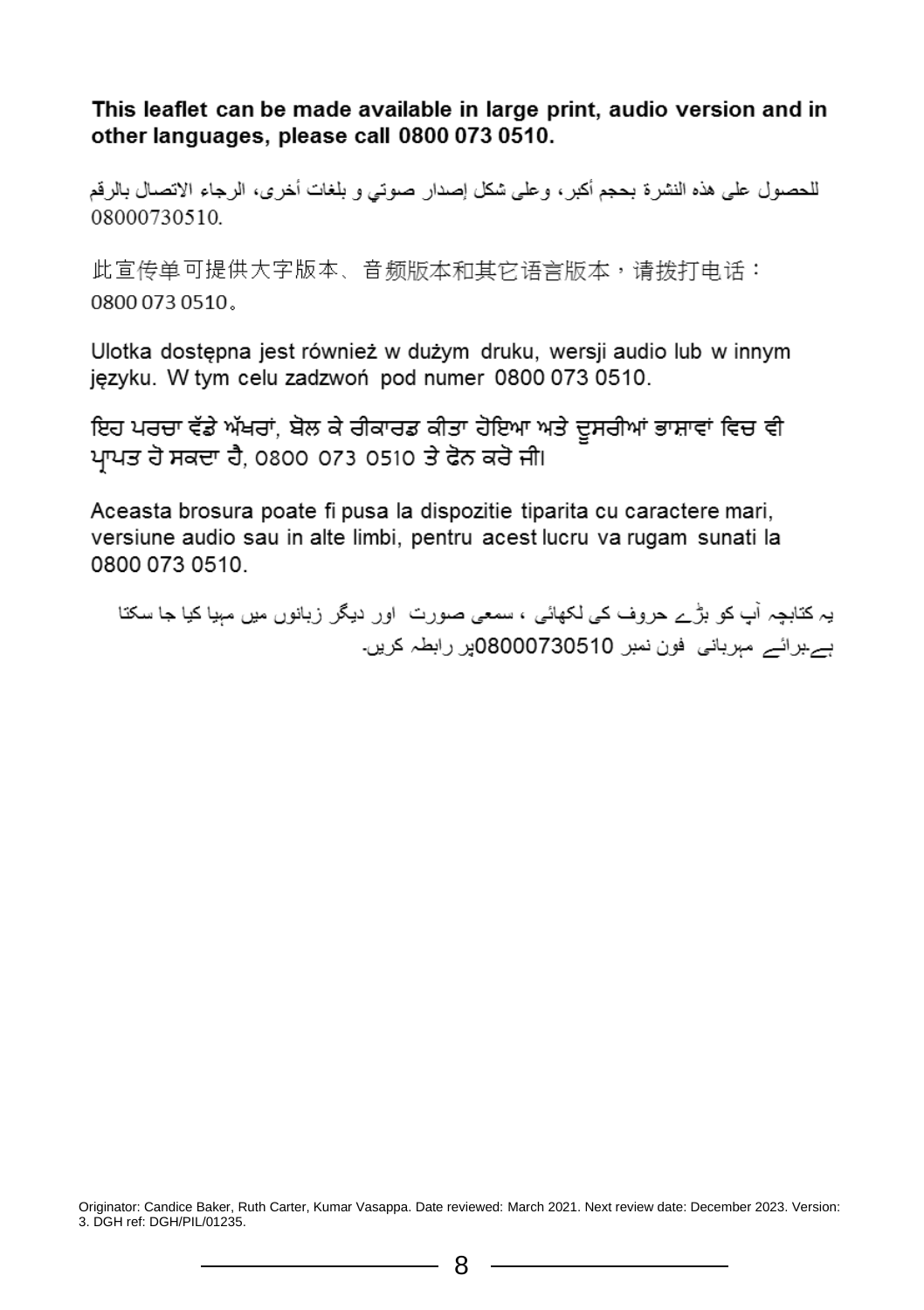**This leaflet can be made available in large print, audio version and in other languages, please call 0800 073 0510.**

للحصول على هذه النشرة بحجم أكبر، وعلى شكل إصدار صوتي و بلغات أخرى، الرجاء الاتصال بالرقم 08000730510.

此宣传单可提供大字版本、音频版本和其它语言版本，请拨打电话：0800 073 0510。

Ulotka dostępna jest również w dużym druku, wersji audio lub w innym języku. W tym celu zadzwoń pod numer 0800 073 0510.

ਇਹ ਪਰਚਾ ਵੱਡੇ ਅੱਖਰਾਂ, ਬੋਲ ਕੇ ਰੀਕਾਰਡ ਕੀਤਾ ਹੋਇਆ ਅਤੇ ਦੂਸਰੀਆਂ ਭਾਸ਼ਾਵਾਂ ਵਿਚ ਵੀ ਪ੍ਰਾਪਤ ਹੋ ਸਕਦਾ ਹੈ, 0800 073 0510 ਤੇ ਫੋਨ ਕਰੋ ਜੀ।

Aceasta brosura poate fi pusa la dispozitie tiparita cu caractere mari, versiune audio sau in alte limbi, pentru acest lucru va rugam sunati la 0800 073 0510.

یہ کتابچہ آپ کو بڑے حروف کی لکھائی ، سمعی صورت اور دیگر زبانوں میں مہیا کیا جا سکتا ہے۔برائے مہربانی فون نمبر 08000730510پر رابطہ کریں۔

Originator: Candice Baker, Ruth Carter, Kumar Vasappa. Date reviewed: March 2021. Next review date: December 2023. Version: 3. DGH ref: DGH/PIL/01235.